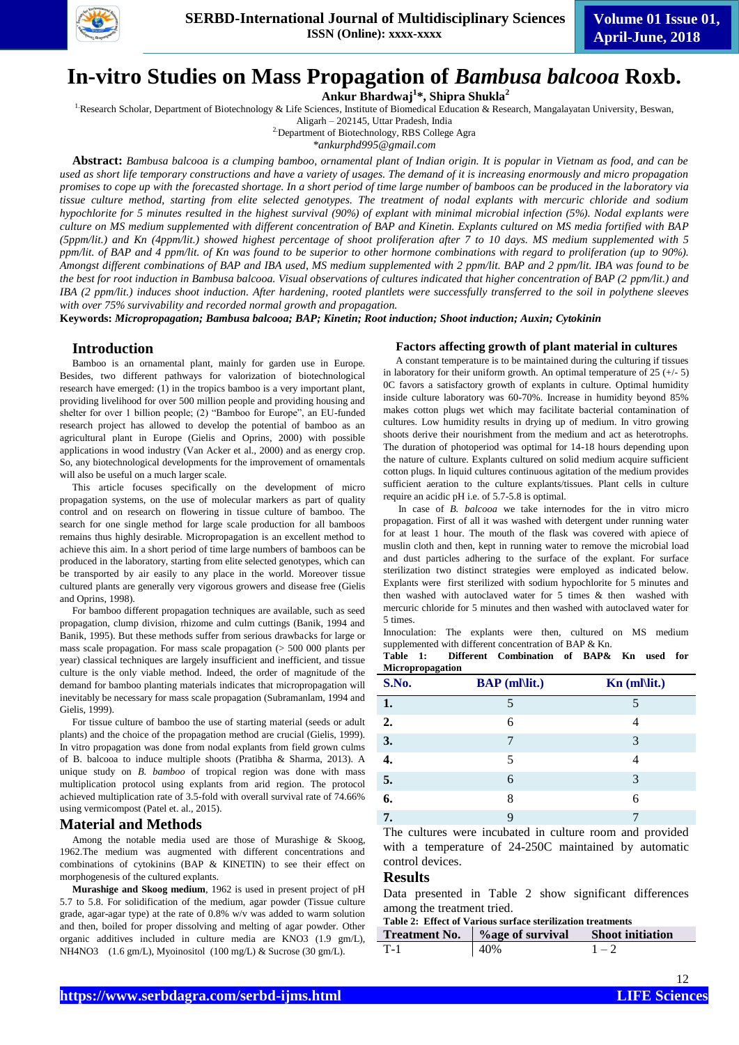# In-vitro Studies on Mass Propagation of *Bambusa balcooa* Roxb.

**Ankur Bhardwaj[1]*, Shipra Shukla[2]**

[1]Research Scholar, Department of Biotechnology & Life Sciences, Institute of Biomedical Education & Research, Mangalayatan University, Beswan, Aligarh – 202145, Uttar Pradesh, India

[2]Department of Biotechnology, RBS College Agra

*ankurphd995@gmail.com

**Abstract:** *Bambusa balcooa is a clumping bamboo, ornamental plant of Indian origin. It is popular in Vietnam as food, and can be used as short life temporary constructions and have a variety of usages. The demand of it is increasing enormously and micro propagation promises to cope up with the forecasted shortage. In a short period of time large number of bamboos can be produced in the laboratory via tissue culture method, starting from elite selected genotypes. The treatment of nodal explants with mercuric chloride and sodium hypochlorite for 5 minutes resulted in the highest survival (90%) of explant with minimal microbial infection (5%). Nodal explants were culture on MS medium supplemented with different concentration of BAP and Kinetin. Explants cultured on MS media fortified with BAP (5ppm/lit.) and Kn (4ppm/lit.) showed highest percentage of shoot proliferation after 7 to 10 days. MS medium supplemented with 5 ppm/lit. of BAP and 4 ppm/lit. of Kn was found to be superior to other hormone combinations with regard to proliferation (up to 90%). Amongst different combinations of BAP and IBA used, MS medium supplemented with 2 ppm/lit. BAP and 2 ppm/lit. IBA was found to be the best for root induction in Bambusa balcooa. Visual observations of cultures indicated that higher concentration of BAP (2 ppm/lit.) and IBA (2 ppm/lit.) induces shoot induction. After hardening, rooted plantlets were successfully transferred to the soil in polythene sleeves with over 75% survivability and recorded normal growth and propagation.*

**Keywords:** ***Micropropagation; Bambusa balcooa; BAP; Kinetin; Root induction; Shoot induction; Auxin; Cytokinin***

## Introduction

Bamboo is an ornamental plant, mainly for garden use in Europe. Besides, two different pathways for valorization of biotechnological research have emerged: (1) in the tropics bamboo is a very important plant, providing livelihood for over 500 million people and providing housing and shelter for over 1 billion people; (2) "Bamboo for Europe", an EU-funded research project has allowed to develop the potential of bamboo as an agricultural plant in Europe (Gielis and Oprins, 2000) with possible applications in wood industry (Van Acker et al., 2000) and as energy crop. So, any biotechnological developments for the improvement of ornamentals will also be useful on a much larger scale.

This article focuses specifically on the development of micro propagation systems, on the use of molecular markers as part of quality control and on research on flowering in tissue culture of bamboo. The search for one single method for large scale production for all bamboos remains thus highly desirable. Micropropagation is an excellent method to achieve this aim. In a short period of time large numbers of bamboos can be produced in the laboratory, starting from elite selected genotypes, which can be transported by air easily to any place in the world. Moreover tissue cultured plants are generally very vigorous growers and disease free (Gielis and Oprins, 1998).

For bamboo different propagation techniques are available, such as seed propagation, clump division, rhizome and culm cuttings (Banik, 1994 and Banik, 1995). But these methods suffer from serious drawbacks for large or mass scale propagation. For mass scale propagation (> 150 000 plants per year) classical techniques are largely insufficient and inefficient, and tissue culture is the only viable method. Indeed, the order of magnitude of the demand for bamboo planting materials indicates that micropropagation will inevitably be necessary for mass scale propagation (Subramanlam, 1994 and Gielis, 1999).

For tissue culture of bamboo the use of starting material (seeds or adult plants) and the choice of the propagation method are crucial (Gielis, 1999). In vitro propagation was done from nodal explants from field grown culms of B. balcooa to induce multiple shoots (Pratibha & Sharma, 2013). A unique study on *B. bamboo* of tropical region was done with mass multiplication protocol using explants from arid region. The protocol achieved multiplication rate of 3.5-fold with overall survival rate of 74.66% using vermicompost (Patel et. al., 2015).

## Material and Methods

Among the notable media used are those of Murashige & Skoog, 1962.The medium was augmented with different concentrations and combinations of cytokinins (BAP & KINETIN) to see their effect on morphogenesis of the cultured explants.

**Murashige and Skoog medium**, 1962 is used in present project of pH 5.7 to 5.8. For solidification of the medium, agar powder (Tissue culture grade, agar-agar type) at the rate of 0.8% w/v was added to warm solution and then, boiled for proper dissolving and melting of agar powder. Other organic additives included in culture media are $KNO_3$ (1.9 gm/L), $NH_4NO_3$ (1.6 gm/L), Myoinositol (100 mg/L) & Sucrose (30 gm/L).

### Factors affecting growth of plant material in cultures

A constant temperature is to be maintained during the culturing if tissues in laboratory for their uniform growth. An optimal temperature of 25 (+/- 5) 0C favors a satisfactory growth of explants in culture. Optimal humidity inside culture laboratory was 60-70%. Increase in humidity beyond 85% makes cotton plugs wet which may facilitate bacterial contamination of cultures. Low humidity results in drying up of medium. In vitro growing shoots derive their nourishment from the medium and act as heterotrophs. The duration of photoperiod was optimal for 14-18 hours depending upon the nature of culture. Explants cultured on solid medium acquire sufficient cotton plugs. In liquid cultures continuous agitation of the medium provides sufficient aeration to the culture explants/tissues. Plant cells in culture require an acidic pH i.e. of 5.7-5.8 is optimal.

In case of *B. balcooa* we take internodes for the in vitro micro propagation. First of all it was washed with detergent under running water for at least 1 hour. The mouth of the flask was covered with apiece of muslin cloth and then, kept in running water to remove the microbial load and dust particles adhering to the surface of the explant. For surface sterilization two distinct strategies were employed as indicated below. Explants were first sterilized with sodium hypochlorite for 5 minutes and then washed with autoclaved water for 5 times & then washed with mercuric chloride for 5 minutes and then washed with autoclaved water for 5 times.

Innoculation: The explants were then, cultured on MS medium supplemented with different concentration of BAP & Kn.

**Table 1: Different Combination of BAP& Kn used for Micropropagation**

| S.No. | BAP (ml\lit.) | Kn (ml\lit.) |
|---|---|---|
| 1. | 5 | 5 |
| 2. | 6 | 4 |
| 3. | 7 | 3 |
| 4. | 5 | 4 |
| 5. | 6 | 3 |
| 6. | 8 | 6 |
| 7. | 9 | 7 |

The cultures were incubated in culture room and provided with a temperature of 24-250C maintained by automatic control devices.

## Results

Data presented in Table 2 show significant differences among the treatment tried.

**Table 2: Effect of Various surface sterilization treatments**

| Treatment No. | %age of survival | Shoot initiation |
|---|---|---|
| T-1 | 40% | 1 – 2 |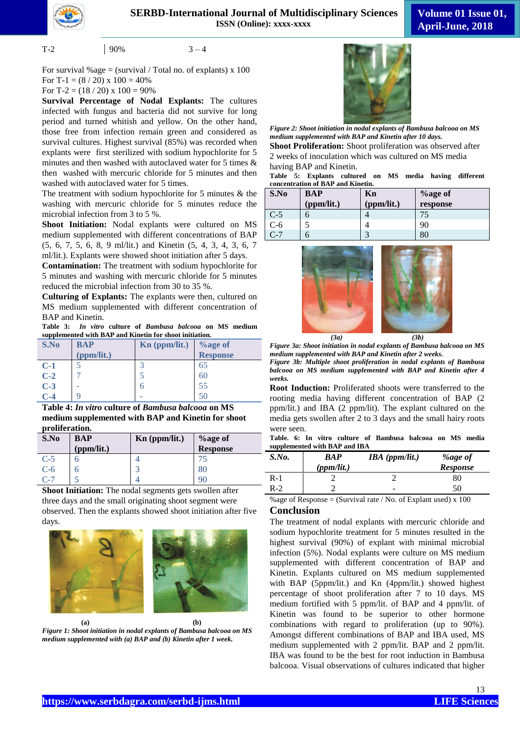| T-2 | 90% | 3 – 4 |
|---|---|---|

For survival %age = (survival / Total no. of explants) x 100
For T-1 = (8 / 20) x 100 = 40%
For T-2 = (18 / 20) x 100 = 90%

**Survival Percentage of Nodal Explants:** The cultures infected with fungus and bacteria did not survive for long period and turned whitish and yellow. On the other hand, those free from infection remain green and considered as survival cultures. Highest survival (85%) was recorded when explants were first sterilized with sodium hypochlorite for 5 minutes and then washed with autoclaved water for 5 times & then washed with mercuric chloride for 5 minutes and then washed with autoclaved water for 5 times.

The treatment with sodium hypochlorite for 5 minutes & the washing with mercuric chloride for 5 minutes reduce the microbial infection from 3 to 5 %.

**Shoot Initiation:** Nodal explants were cultured on MS medium supplemented with different concentrations of BAP (5, 6, 7, 5, 6, 8, 9 ml/lit.) and Kinetin (5, 4, 3, 4, 3, 6, 7 ml/lit.). Explants were showed shoot initiation after 5 days.

**Contamination:** The treatment with sodium hypochlorite for 5 minutes and washing with mercuric chloride for 5 minutes reduced the microbial infection from 30 to 35 %.

**Culturing of Explants:** The explants were then, cultured on MS medium supplemented with different concentration of BAP and Kinetin.

**Table 3:** *In vitro* **culture of** ***Bambusa balcooa*** **on MS medium supplemented with BAP and Kinetin for shoot initiation.**

| S.No | BAP (ppm/lit.) | Kn (ppm/lit.) | %age of Response |
|---|---|---|---|
| C-1 | 5 | 3 | 65 |
| C-2 | 7 | 5 | 60 |
| C-3 | - | 6 | 55 |
| C-4 | 9 | - | 50 |

**Table 4:** ***In vitro*** **culture of** ***Bambusa balcooa*** **on MS medium supplemented with BAP and Kinetin for shoot proliferation.**

| S.No | BAP (ppm/lit.) | Kn (ppm/lit.) | %age of Response |
|---|---|---|---|
| C-5 | 6 | 4 | 75 |
| C-6 | 6 | 3 | 80 |
| C-7 | 5 | 4 | 90 |

**Shoot Initiation:** The nodal segments gets swollen after three days and the small originating shoot segment were observed. Then the explants showed shoot initiation after five days.

(a) (b)

*Figure 1: Shoot initiation in nodal explants of Bambusa balcooa on MS medium supplemented with (a) BAP and (b) Kinetin after 1 week.*

*Figure 2: Shoot initiation in nodal explants of Bambusa balcooa on MS medium supplemented with BAP and Kinetin after 10 days.*

**Shoot Proliferation:** Shoot proliferation was observed after 2 weeks of inoculation which was cultured on MS media having BAP and Kinetin.

**Table 5: Explants cultured on MS media having different concentration of BAP and Kinetin.**

| S.No | BAP (ppm/lit.) | Kn (ppm/lit.) | %age of response |
|---|---|---|---|
| C-5 | 6 | 4 | 75 |
| C-6 | 5 | 4 | 90 |
| C-7 | 6 | 3 | 80 |

(3a) (3b)

*Figure 3a: Shoot initiation in nodal explants of Bambusa balcooa on MS medium supplemented with BAP and Kinetin after 2 weeks.*

*Figure 3b: Multiple shoot proliferation in nodal explants of Bambusa balcooa on MS medium supplemented with BAP and Kinetin after 4 weeks.*

**Root Induction:** Proliferated shoots were transferred to the rooting media having different concentration of BAP (2 ppm/lit.) and IBA (2 ppm/lit). The explant cultured on the media gets swollen after 2 to 3 days and the small hairy roots were seen.

**Table. 6: In vitro culture of Bambusa balcooa on MS media supplemented with BAP and IBA**

| *S.No.* | *BAP (ppm/lit.)* | *IBA (ppm/lit.)* | *%age of Response* |
|---|---|---|---|
| R-1 | 2 | 2 | 80 |
| R-2 | 2 | - | 50 |

%age of Response = (Survival rate / No. of Explant used) x 100

## Conclusion

The treatment of nodal explants with mercuric chloride and sodium hypochlorite treatment for 5 minutes resulted in the highest survival (90%) of explant with minimal microbial infection (5%). Nodal explants were culture on MS medium supplemented with different concentration of BAP and Kinetin. Explants cultured on MS medium supplemented with BAP (5ppm/lit.) and Kn (4ppm/lit.) showed highest percentage of shoot proliferation after 7 to 10 days. MS medium fortified with 5 ppm/lit. of BAP and 4 ppm/lit. of Kinetin was found to be superior to other hormone combinations with regard to proliferation (up to 90%). Amongst different combinations of BAP and IBA used, MS medium supplemented with 2 ppm/lit. BAP and 2 ppm/lit. IBA was found to be the best for root induction in Bambusa balcooa. Visual observations of cultures indicated that higher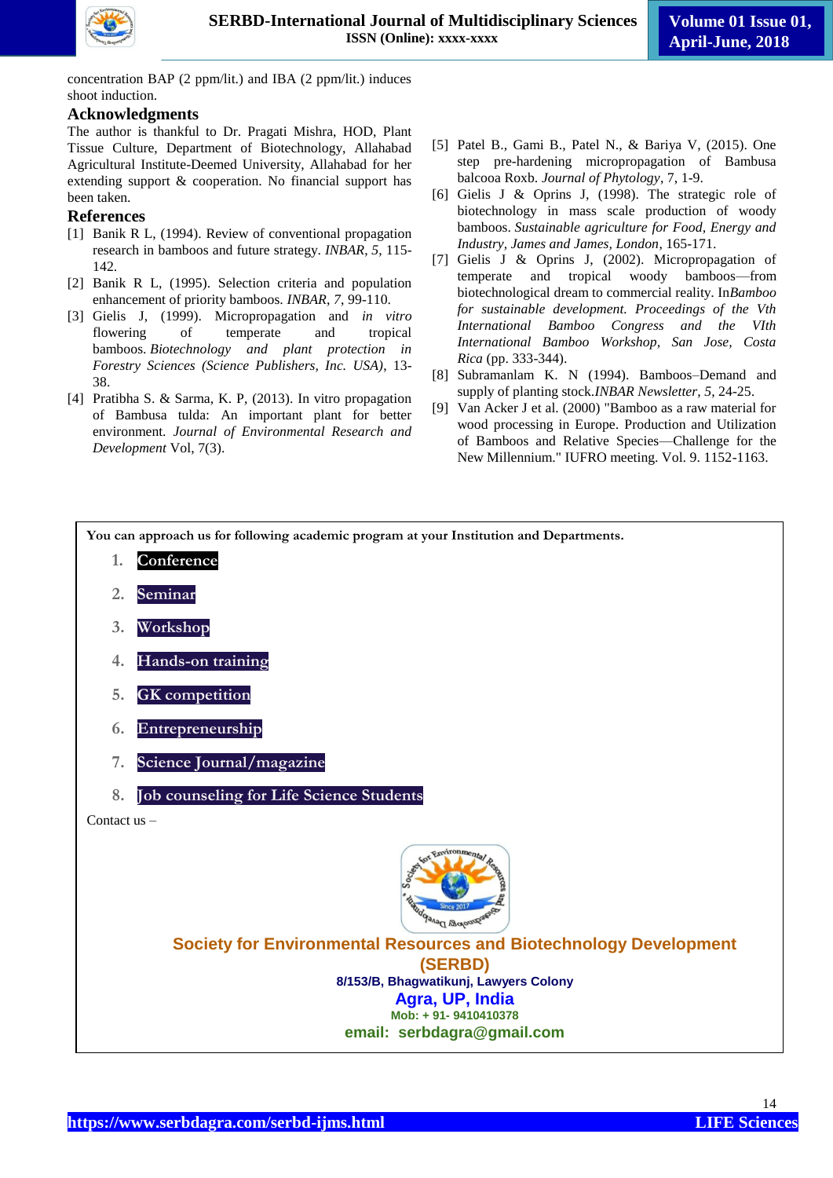concentration BAP (2 ppm/lit.) and IBA (2 ppm/lit.) induces shoot induction.

## Acknowledgments

The author is thankful to Dr. Pragati Mishra, HOD, Plant Tissue Culture, Department of Biotechnology, Allahabad Agricultural Institute-Deemed University, Allahabad for her extending support & cooperation. No financial support has been taken.

## References

[1] Banik R L, (1994). Review of conventional propagation research in bamboos and future strategy. *INBAR*, *5*, 115-142.

[2] Banik R L, (1995). Selection criteria and population enhancement of priority bamboos. *INBAR*, *7*, 99-110.

[3] Gielis J, (1999). Micropropagation and *in vitro* flowering of temperate and tropical bamboos. *Biotechnology and plant protection in Forestry Sciences (Science Publishers, Inc. USA)*, 13-38.

[4] Pratibha S. & Sarma, K. P, (2013). In vitro propagation of Bambusa tulda: An important plant for better environment. *Journal of Environmental Research and Development* Vol, 7(3).

[5] Patel B., Gami B., Patel N., & Bariya V, (2015). One step pre-hardening micropropagation of Bambusa balcooa Roxb. *Journal of Phytology*, 7, 1-9.

[6] Gielis J & Oprins J, (1998). The strategic role of biotechnology in mass scale production of woody bamboos. *Sustainable agriculture for Food, Energy and Industry, James and James, London*, 165-171.

[7] Gielis J & Oprins J, (2002). Micropropagation of temperate and tropical woody bamboos—from biotechnological dream to commercial reality. In*Bamboo for sustainable development. Proceedings of the Vth International Bamboo Congress and the VIth International Bamboo Workshop, San Jose, Costa Rica* (pp. 333-344).

[8] Subramanlam K. N (1994). Bamboos–Demand and supply of planting stock.*INBAR Newsletter*, *5*, 24-25.

[9] Van Acker J et al. (2000) "Bamboo as a raw material for wood processing in Europe. Production and Utilization of Bamboos and Relative Species—Challenge for the New Millennium." IUFRO meeting. Vol. 9. 1152-1163.

**You can approach us for following academic program at your Institution and Departments.**

1. Conference
2. Seminar
3. Workshop
4. Hands-on training
5. GK competition
6. Entrepreneurship
7. Science Journal/magazine
8. Job counseling for Life Science Students

Contact us –

**Society for Environmental Resources and Biotechnology Development (SERBD)**

**8/153/B, Bhagwatikunj, Lawyers Colony**

**Agra, UP, India**

**Mob: + 91- 9410410378**

**email: serbdagra@gmail.com**